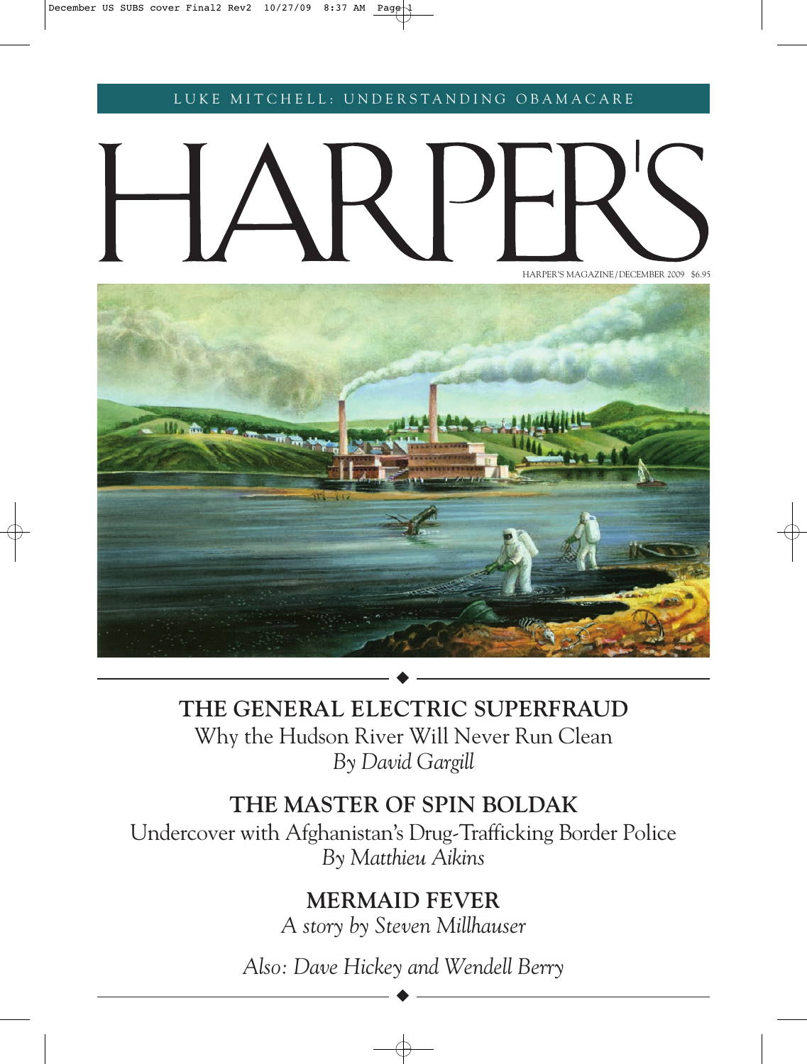LUKE MITCHELL: UNDERSTANDING OBAMACARE

# HARPER'S

HARPER'S MAGAZINE/DECEMBER 2009 $6.95

## THE GENERAL ELECTRIC SUPERFRAUD

Why the Hudson River Will Never Run Clean

*By David Gargill*

## THE MASTER OF SPIN BOLDAK

Undercover with Afghanistan's Drug-Trafficking Border Police

*By Matthieu Aikins*

## MERMAID FEVER

*A story by Steven Millhauser*

*Also: Dave Hickey and Wendell Berry*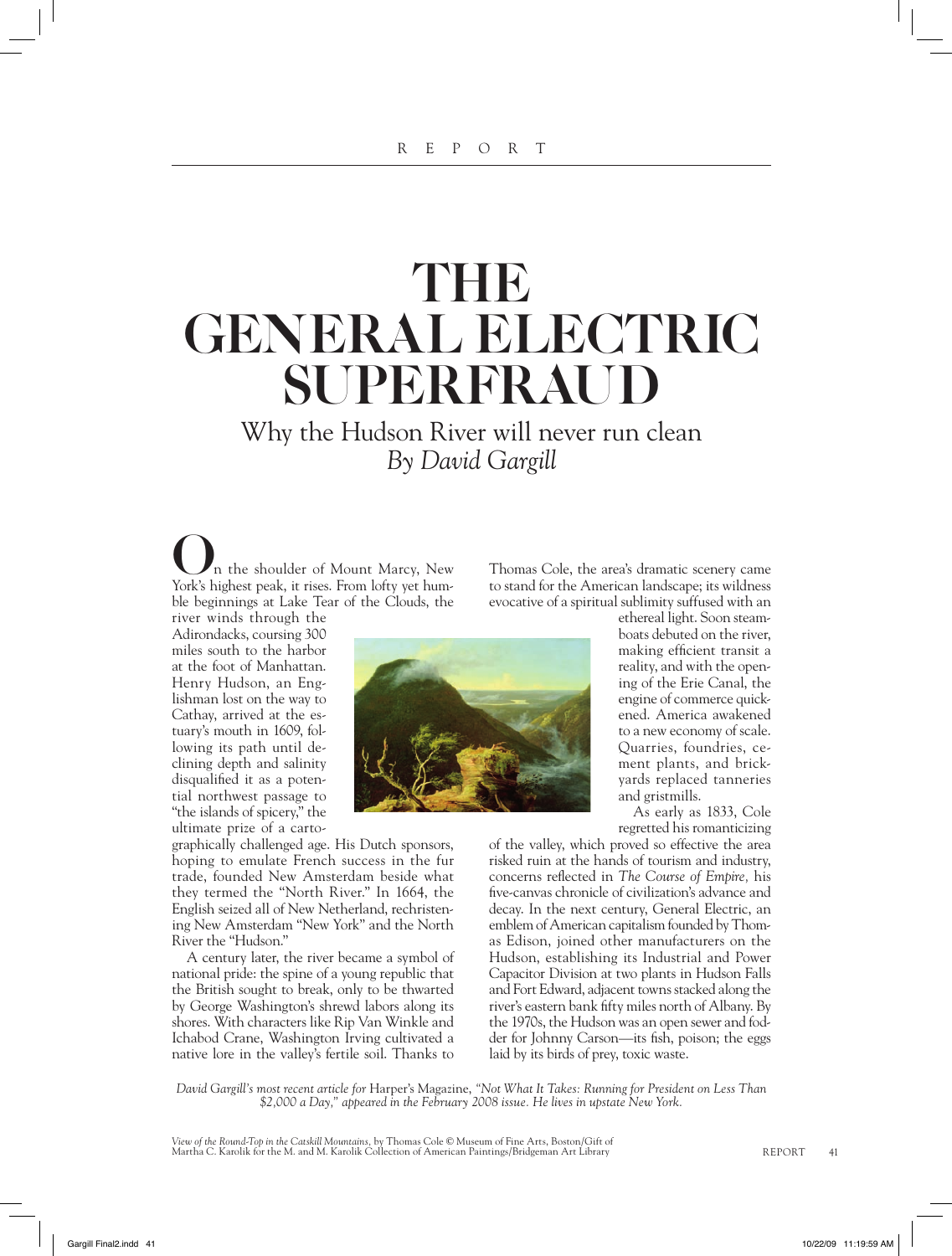REPORT

# THE GENERAL ELECTRIC SUPERFRAUD

## Why the Hudson River will never run clean

*By David Gargill*

On the shoulder of Mount Marcy, New York's highest peak, it rises. From lofty yet humble beginnings at Lake Tear of the Clouds, the river winds through the Adirondacks, coursing 300 miles south to the harbor at the foot of Manhattan. Henry Hudson, an Englishman lost on the way to Cathay, arrived at the estuary's mouth in 1609, following its path until declining depth and salinity disqualified it as a potential northwest passage to "the islands of spicery," the ultimate prize of a cartographically challenged age. His Dutch sponsors, hoping to emulate French success in the fur trade, founded New Amsterdam beside what they termed the "North River." In 1664, the English seized all of New Netherland, rechristening New Amsterdam "New York" and the North River the "Hudson."

A century later, the river became a symbol of national pride: the spine of a young republic that the British sought to break, only to be thwarted by George Washington's shrewd labors along its shores. With characters like Rip Van Winkle and Ichabod Crane, Washington Irving cultivated a native lore in the valley's fertile soil. Thanks to Thomas Cole, the area's dramatic scenery came to stand for the American landscape; its wildness evocative of a spiritual sublimity suffused with an ethereal light. Soon steamboats debuted on the river, making efficient transit a reality, and with the opening of the Erie Canal, the engine of commerce quickened. America awakened to a new economy of scale. Quarries, foundries, cement plants, and brickyards replaced tanneries and gristmills.

As early as 1833, Cole regretted his romanticizing of the valley, which proved so effective the area risked ruin at the hands of tourism and industry, concerns reflected in *The Course of Empire,* his five-canvas chronicle of civilization's advance and decay. In the next century, General Electric, an emblem of American capitalism founded by Thomas Edison, joined other manufacturers on the Hudson, establishing its Industrial and Power Capacitor Division at two plants in Hudson Falls and Fort Edward, adjacent towns stacked along the river's eastern bank fifty miles north of Albany. By the 1970s, the Hudson was an open sewer and fodder for Johnny Carson—its fish, poison; the eggs laid by its birds of prey, toxic waste.

*David Gargill's most recent article for* Harper's Magazine, *"Not What It Takes: Running for President on Less Than $2,000 a Day," appeared in the February 2008 issue. He lives in upstate New York.*

*View of the Round-Top in the Catskill Mountains,* by Thomas Cole © Museum of Fine Arts, Boston/Gift of Martha C. Karolik for the M. and M. Karolik Collection of American Paintings/Bridgeman Art Library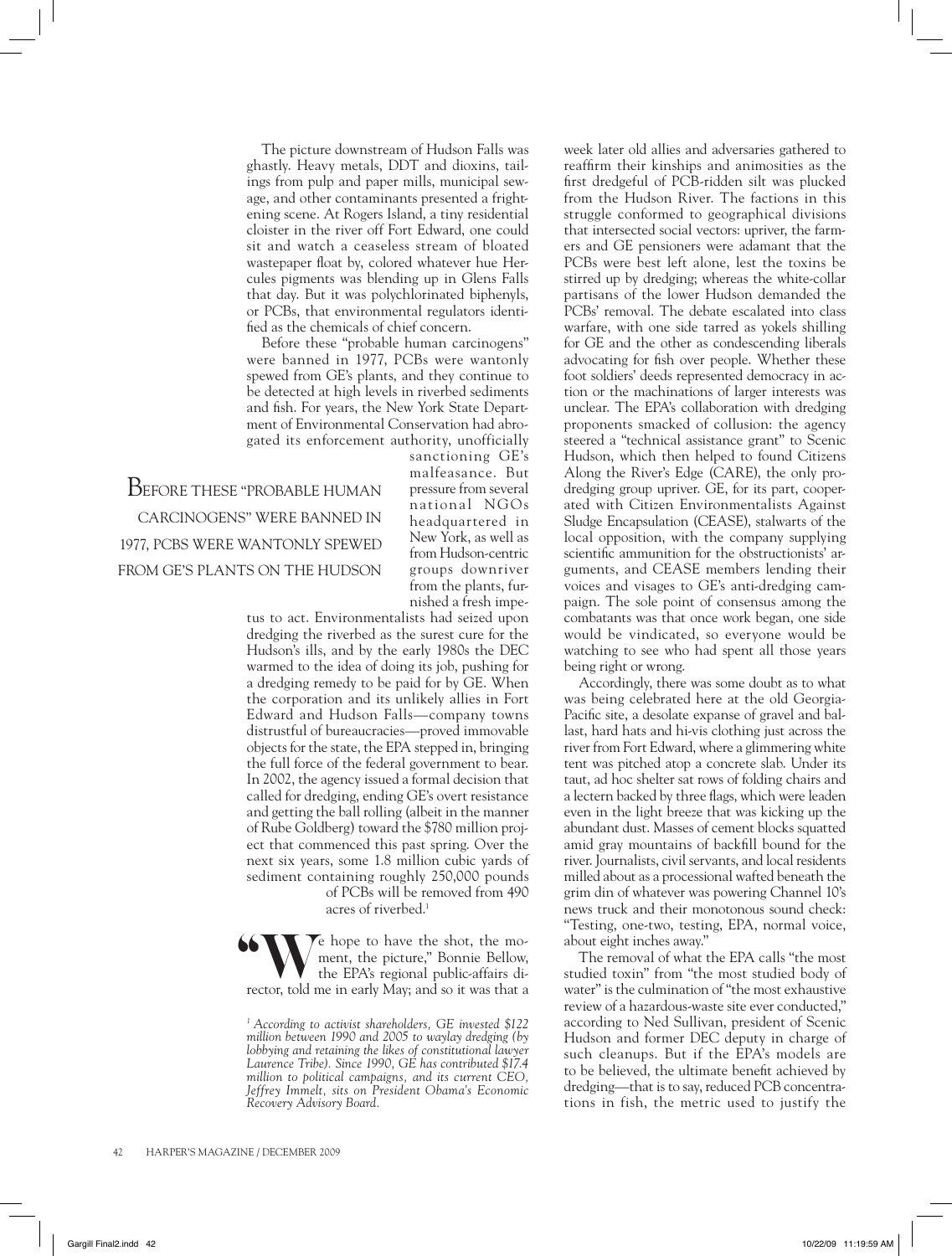The picture downstream of Hudson Falls was ghastly. Heavy metals, DDT and dioxins, tailings from pulp and paper mills, municipal sewage, and other contaminants presented a frightening scene. At Rogers Island, a tiny residential cloister in the river off Fort Edward, one could sit and watch a ceaseless stream of bloated wastepaper float by, colored whatever hue Hercules pigments was blending up in Glens Falls that day. But it was polychlorinated biphenyls, or PCBs, that environmental regulators identified as the chemicals of chief concern.

Before these "probable human carcinogens" were banned in 1977, PCBs were wantonly spewed from GE's plants, and they continue to be detected at high levels in riverbed sediments and fish. For years, the New York State Department of Environmental Conservation had abrogated its enforcement authority, unofficially sanctioning GE's malfeasance. But pressure from several national NGOs headquartered in New York, as well as from Hudson-centric groups downriver from the plants, furnished a fresh impetus to act. Environmentalists had seized upon dredging the riverbed as the surest cure for the Hudson's ills, and by the early 1980s the DEC warmed to the idea of doing its job, pushing for a dredging remedy to be paid for by GE. When the corporation and its unlikely allies in Fort Edward and Hudson Falls—company towns distrustful of bureaucracies—proved immovable objects for the state, the EPA stepped in, bringing the full force of the federal government to bear. In 2002, the agency issued a formal decision that called for dredging, ending GE's overt resistance and getting the ball rolling (albeit in the manner of Rube Goldberg) toward the $780 million project that commenced this past spring. Over the next six years, some 1.8 million cubic yards of sediment containing roughly 250,000 pounds of PCBs will be removed from 490 acres of riverbed.[1]

"We hope to have the shot, the moment, the picture," Bonnie Bellow, the EPA's regional public-affairs director, told me in early May; and so it was that a week later old allies and adversaries gathered to reaffirm their kinships and animosities as the first dredgeful of PCB-ridden silt was plucked from the Hudson River. The factions in this struggle conformed to geographical divisions that intersected social vectors: upriver, the farmers and GE pensioners were adamant that the PCBs were best left alone, lest the toxins be stirred up by dredging; whereas the white-collar partisans of the lower Hudson demanded the PCBs' removal. The debate escalated into class warfare, with one side tarred as yokels shilling for GE and the other as condescending liberals advocating for fish over people. Whether these foot soldiers' deeds represented democracy in action or the machinations of larger interests was unclear. The EPA's collaboration with dredging proponents smacked of collusion: the agency steered a "technical assistance grant" to Scenic Hudson, which then helped to found Citizens Along the River's Edge (CARE), the only pro-dredging group upriver. GE, for its part, cooperated with Citizen Environmentalists Against Sludge Encapsulation (CEASE), stalwarts of the local opposition, with the company supplying scientific ammunition for the obstructionists' arguments, and CEASE members lending their voices and visages to GE's anti-dredging campaign. The sole point of consensus among the combatants was that once work began, one side would be vindicated, so everyone would be watching to see who had spent all those years being right or wrong.

Accordingly, there was some doubt as to what was being celebrated here at the old Georgia-Pacific site, a desolate expanse of gravel and ballast, hard hats and hi-vis clothing just across the river from Fort Edward, where a glimmering white tent was pitched atop a concrete slab. Under its taut, ad hoc shelter sat rows of folding chairs and a lectern backed by three flags, which were leaden even in the light breeze that was kicking up the abundant dust. Masses of cement blocks squatted amid gray mountains of backfill bound for the river. Journalists, civil servants, and local residents milled about as a processional wafted beneath the grim din of whatever was powering Channel 10's news truck and their monotonous sound check: "Testing, one-two, testing, EPA, normal voice, about eight inches away."

The removal of what the EPA calls "the most studied toxin" from "the most studied body of water" is the culmination of "the most exhaustive review of a hazardous-waste site ever conducted," according to Ned Sullivan, president of Scenic Hudson and former DEC deputy in charge of such cleanups. But if the EPA's models are to be believed, the ultimate benefit achieved by dredging—that is to say, reduced PCB concentrations in fish, the metric used to justify the

*[1] According to activist shareholders, GE invested $122 million between 1990 and 2005 to waylay dredging (by lobbying and retaining the likes of constitutional lawyer Laurence Tribe). Since 1990, GE has contributed $17.4 million to political campaigns, and its current CEO, Jeffrey Immelt, sits on President Obama's Economic Recovery Advisory Board.*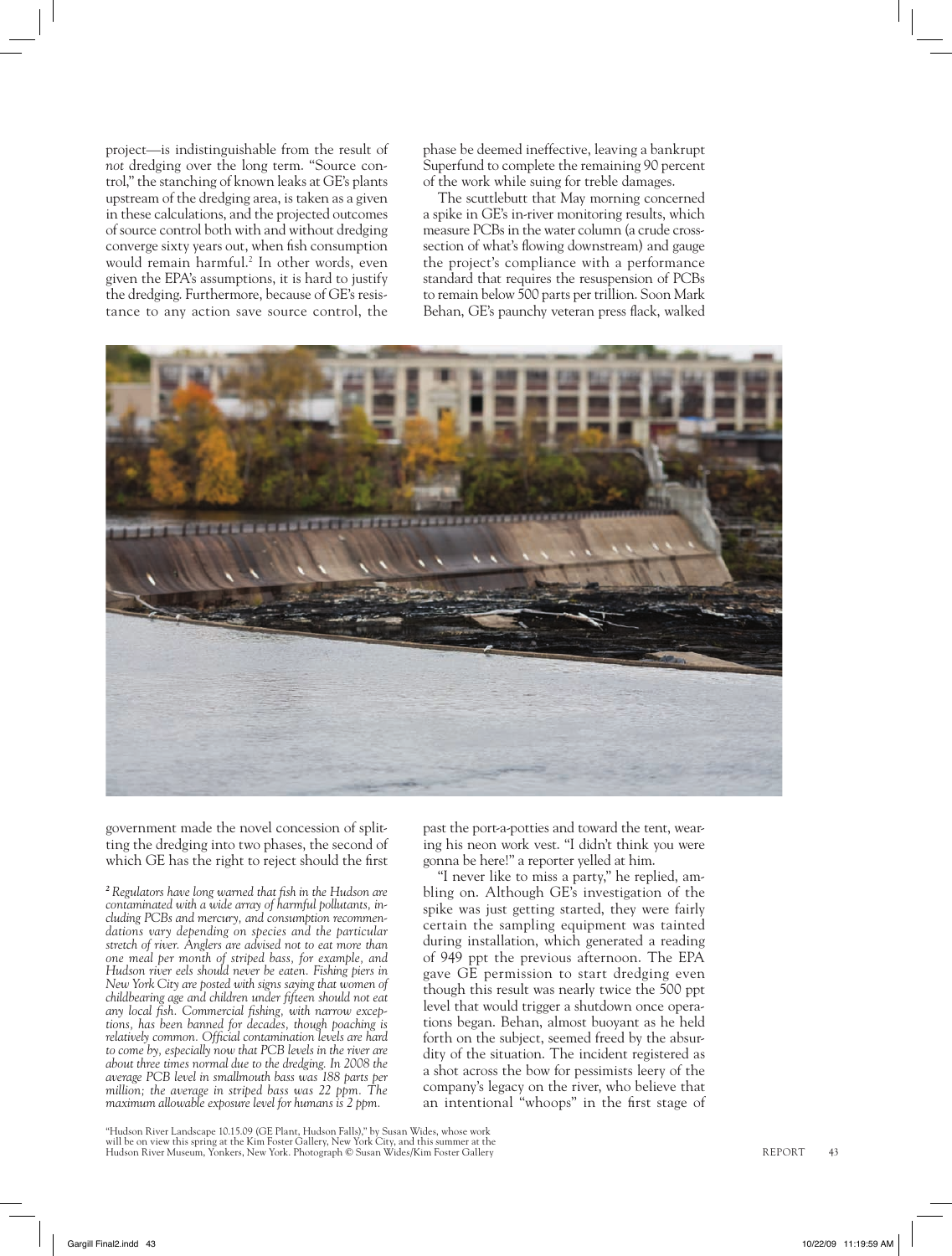project—is indistinguishable from the result of *not* dredging over the long term. "Source control," the stanching of known leaks at GE's plants upstream of the dredging area, is taken as a given in these calculations, and the projected outcomes of source control both with and without dredging converge sixty years out, when fish consumption would remain harmful.[2] In other words, even given the EPA's assumptions, it is hard to justify the dredging. Furthermore, because of GE's resistance to any action save source control, the government made the novel concession of splitting the dredging into two phases, the second of which GE has the right to reject should the first phase be deemed ineffective, leaving a bankrupt Superfund to complete the remaining 90 percent of the work while suing for treble damages.

The scuttlebutt that May morning concerned a spike in GE's in-river monitoring results, which measure PCBs in the water column (a crude cross-section of what's flowing downstream) and gauge the project's compliance with a performance standard that requires the resuspension of PCBs to remain below 500 parts per trillion. Soon Mark Behan, GE's paunchy veteran press flack, walked past the port-a-potties and toward the tent, wearing his neon work vest. "I didn't think you were gonna be here!" a reporter yelled at him.

"I never like to miss a party," he replied, ambling on. Although GE's investigation of the spike was just getting started, they were fairly certain the sampling equipment was tainted during installation, which generated a reading of 949 ppt the previous afternoon. The EPA gave GE permission to start dredging even though this result was nearly twice the 500 ppt level that would trigger a shutdown once operations began. Behan, almost buoyant as he held forth on the subject, seemed freed by the absurdity of the situation. The incident registered as a shot across the bow for pessimists leery of the company's legacy on the river, who believe that an intentional "whoops" in the first stage of

"Hudson River Landscape 10.15.09 (GE Plant, Hudson Falls)," by Susan Wides, whose work will be on view this spring at the Kim Foster Gallery, New York City, and this summer at the Hudson River Museum, Yonkers, New York. Photograph © Susan Wides/Kim Foster Gallery

[2] *Regulators have long warned that fish in the Hudson are contaminated with a wide array of harmful pollutants, including PCBs and mercury, and consumption recommendations vary depending on species and the particular stretch of river. Anglers are advised not to eat more than one meal per month of striped bass, for example, and Hudson river eels should never be eaten. Fishing piers in New York City are posted with signs saying that women of childbearing age and children under fifteen should not eat any local fish. Commercial fishing, with narrow exceptions, has been banned for decades, though poaching is relatively common. Official contamination levels are hard to come by, especially now that PCB levels in the river are about three times normal due to the dredging. In 2008 the average PCB level in smallmouth bass was 188 parts per million; the average in striped bass was 22 ppm. The maximum allowable exposure level for humans is 2 ppm.*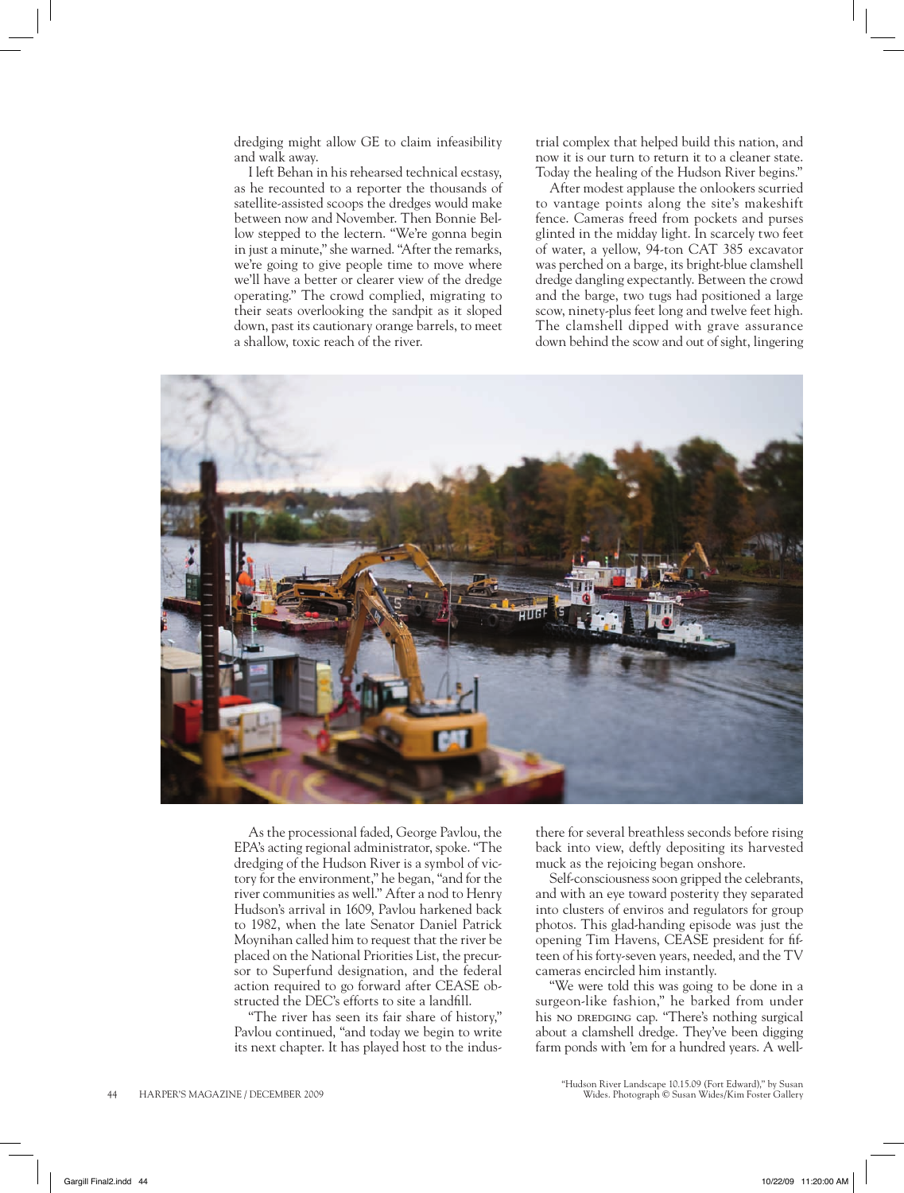dredging might allow GE to claim infeasibility and walk away.

I left Behan in his rehearsed technical ecstasy, as he recounted to a reporter the thousands of satellite-assisted scoops the dredges would make between now and November. Then Bonnie Bellow stepped to the lectern. "We're gonna begin in just a minute," she warned. "After the remarks, we're going to give people time to move where we'll have a better or clearer view of the dredge operating." The crowd complied, migrating to their seats overlooking the sandpit as it sloped down, past its cautionary orange barrels, to meet a shallow, toxic reach of the river.

As the processional faded, George Pavlou, the EPA's acting regional administrator, spoke. "The dredging of the Hudson River is a symbol of victory for the environment," he began, "and for the river communities as well." After a nod to Henry Hudson's arrival in 1609, Pavlou harkened back to 1982, when the late Senator Daniel Patrick Moynihan called him to request that the river be placed on the National Priorities List, the precursor to Superfund designation, and the federal action required to go forward after CEASE obstructed the DEC's efforts to site a landfill.

"The river has seen its fair share of history," Pavlou continued, "and today we begin to write its next chapter. It has played host to the industrial complex that helped build this nation, and now it is our turn to return it to a cleaner state. Today the healing of the Hudson River begins."

After modest applause the onlookers scurried to vantage points along the site's makeshift fence. Cameras freed from pockets and purses glinted in the midday light. In scarcely two feet of water, a yellow, 94-ton CAT 385 excavator was perched on a barge, its bright-blue clamshell dredge dangling expectantly. Between the crowd and the barge, two tugs had positioned a large scow, ninety-plus feet long and twelve feet high. The clamshell dipped with grave assurance down behind the scow and out of sight, lingering there for several breathless seconds before rising back into view, deftly depositing its harvested muck as the rejoicing began onshore.

Self-consciousness soon gripped the celebrants, and with an eye toward posterity they separated into clusters of enviros and regulators for group photos. This glad-handing episode was just the opening Tim Havens, CEASE president for fifteen of his forty-seven years, needed, and the TV cameras encircled him instantly.

"We were told this was going to be done in a surgeon-like fashion," he barked from under his NO DREDGING cap. "There's nothing surgical about a clamshell dredge. They've been digging farm ponds with 'em for a hundred years. A well-

"Hudson River Landscape 10.15.09 (Fort Edward)," by Susan Wides. Photograph © Susan Wides/Kim Foster Gallery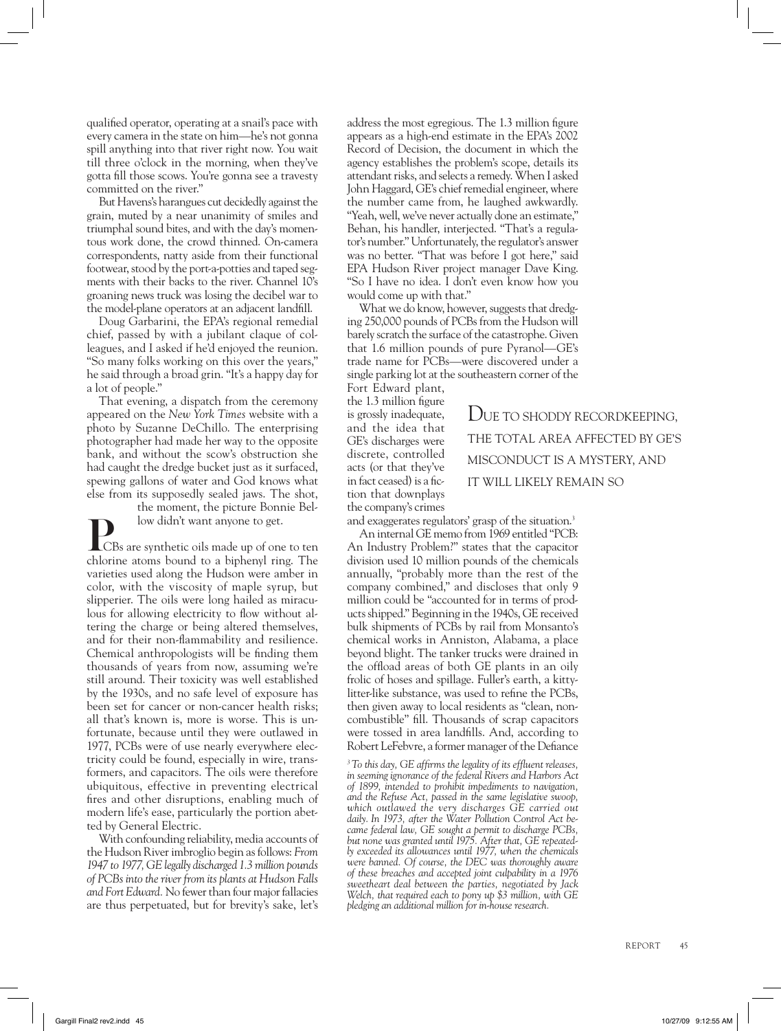qualified operator, operating at a snail's pace with every camera in the state on him—he's not gonna spill anything into that river right now. You wait till three o'clock in the morning, when they've gotta fill those scows. You're gonna see a travesty committed on the river."

But Havens's harangues cut decidedly against the grain, muted by a near unanimity of smiles and triumphal sound bites, and with the day's momentous work done, the crowd thinned. On-camera correspondents, natty aside from their functional footwear, stood by the port-a-potties and taped segments with their backs to the river. Channel 10's groaning news truck was losing the decibel war to the model-plane operators at an adjacent landfill.

Doug Garbarini, the EPA's regional remedial chief, passed by with a jubilant claque of colleagues, and I asked if he'd enjoyed the reunion. "So many folks working on this over the years," he said through a broad grin. "It's a happy day for a lot of people."

That evening, a dispatch from the ceremony appeared on the *New York Times* website with a photo by Suzanne DeChillo. The enterprising photographer had made her way to the opposite bank, and without the scow's obstruction she had caught the dredge bucket just as it surfaced, spewing gallons of water and God knows what else from its supposedly sealed jaws. The shot, the moment, the picture Bonnie Bellow didn't want anyone to get.

PCBs are synthetic oils made up of one to ten chlorine atoms bound to a biphenyl ring. The varieties used along the Hudson were amber in color, with the viscosity of maple syrup, but slipperier. The oils were long hailed as miraculous for allowing electricity to flow without altering the charge or being altered themselves, and for their non-flammability and resilience. Chemical anthropologists will be finding them thousands of years from now, assuming we're still around. Their toxicity was well established by the 1930s, and no safe level of exposure has been set for cancer or non-cancer health risks; all that's known is, more is worse. This is unfortunate, because until they were outlawed in 1977, PCBs were of use nearly everywhere electricity could be found, especially in wire, transformers, and capacitors. The oils were therefore ubiquitous, effective in preventing electrical fires and other disruptions, enabling much of modern life's ease, particularly the portion abetted by General Electric.

With confounding reliability, media accounts of the Hudson River imbroglio begin as follows: *From 1947 to 1977, GE legally discharged 1.3 million pounds of PCBs into the river from its plants at Hudson Falls and Fort Edward.* No fewer than four major fallacies are thus perpetuated, but for brevity's sake, let's address the most egregious. The 1.3 million figure appears as a high-end estimate in the EPA's 2002 Record of Decision, the document in which the agency establishes the problem's scope, details its attendant risks, and selects a remedy. When I asked John Haggard, GE's chief remedial engineer, where the number came from, he laughed awkwardly. "Yeah, well, we've never actually done an estimate," Behan, his handler, interjected. "That's a regulator's number." Unfortunately, the regulator's answer was no better. "That was before I got here," said EPA Hudson River project manager Dave King. "So I have no idea. I don't even know how you would come up with that."

What we do know, however, suggests that dredging 250,000 pounds of PCBs from the Hudson will barely scratch the surface of the catastrophe. Given that 1.6 million pounds of pure Pyranol—GE's trade name for PCBs—were discovered under a single parking lot at the southeastern corner of the Fort Edward plant, the 1.3 million figure is grossly inadequate, and the idea that GE's discharges were discrete, controlled acts (or that they've in fact ceased) is a fiction that downplays the company's crimes and exaggerates regulators' grasp of the situation.[3]

> DUE TO SHODDY RECORDKEEPING, THE TOTAL AREA AFFECTED BY GE'S MISCONDUCT IS A MYSTERY, AND IT WILL LIKELY REMAIN SO

An internal GE memo from 1969 entitled "PCB: An Industry Problem?" states that the capacitor division used 10 million pounds of the chemicals annually, "probably more than the rest of the company combined," and discloses that only 9 million could be "accounted for in terms of products shipped." Beginning in the 1940s, GE received bulk shipments of PCBs by rail from Monsanto's chemical works in Anniston, Alabama, a place beyond blight. The tanker trucks were drained in the offload areas of both GE plants in an oily frolic of hoses and spillage. Fuller's earth, a kitty-litter-like substance, was used to refine the PCBs, then given away to local residents as "clean, non-combustible" fill. Thousands of scrap capacitors were tossed in area landfills. And, according to Robert LeFebvre, a former manager of the Defiance

[3] *To this day, GE affirms the legality of its effluent releases, in seeming ignorance of the federal Rivers and Harbors Act of 1899, intended to prohibit impediments to navigation, and the Refuse Act, passed in the same legislative swoop, which outlawed the very discharges GE carried out daily. In 1973, after the Water Pollution Control Act became federal law, GE sought a permit to discharge PCBs, but none was granted until 1975. After that, GE repeatedly exceeded its allowances until 1977, when the chemicals were banned. Of course, the DEC was thoroughly aware of these breaches and accepted joint culpability in a 1976 sweetheart deal between the parties, negotiated by Jack Welch, that required each to pony up $3 million, with GE pledging an additional million for in-house research.*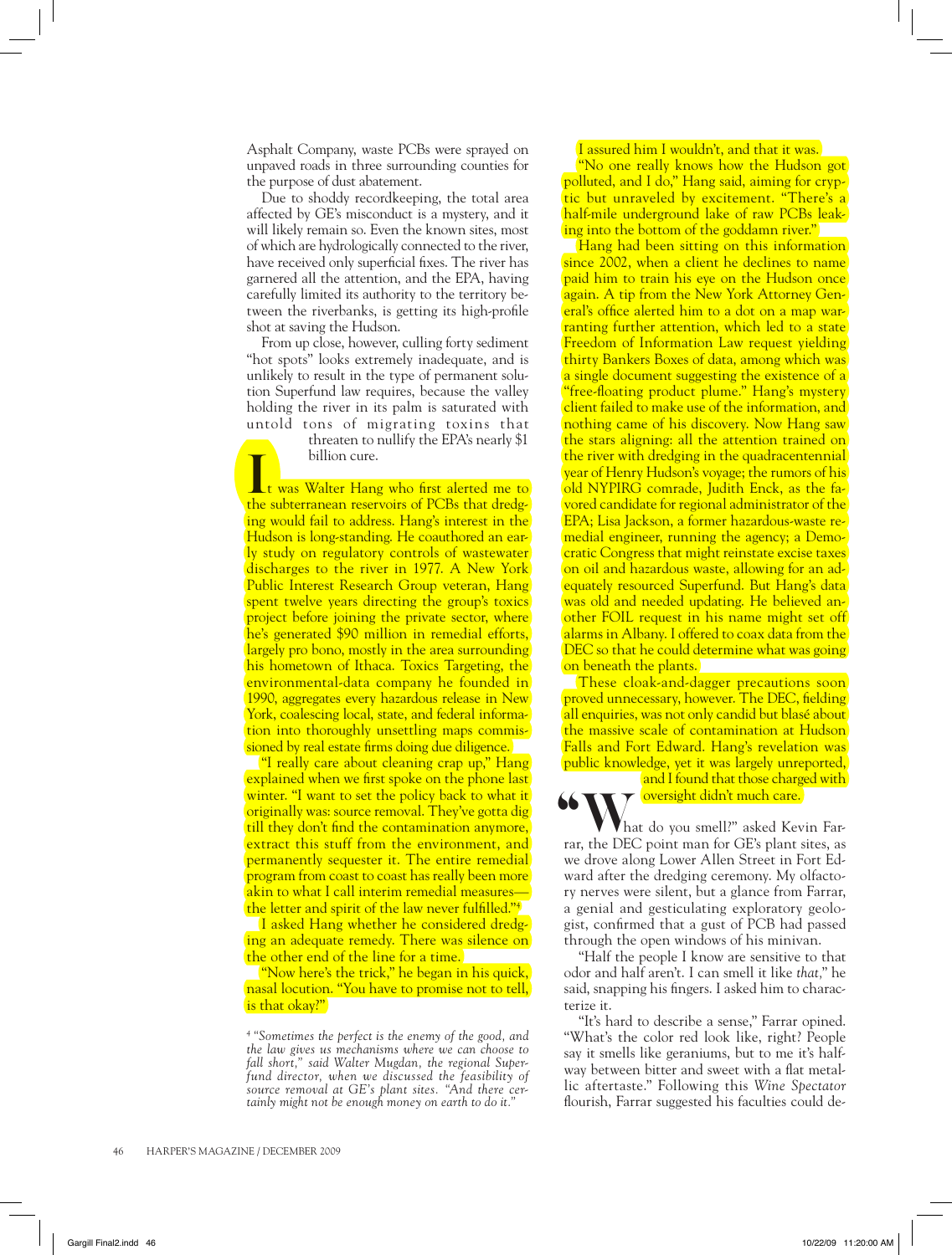Asphalt Company, waste PCBs were sprayed on unpaved roads in three surrounding counties for the purpose of dust abatement.

Due to shoddy recordkeeping, the total area affected by GE's misconduct is a mystery, and it will likely remain so. Even the known sites, most of which are hydrologically connected to the river, have received only superficial fixes. The river has garnered all the attention, and the EPA, having carefully limited its authority to the territory between the riverbanks, is getting its high-profile shot at saving the Hudson.

From up close, however, culling forty sediment "hot spots" looks extremely inadequate, and is unlikely to result in the type of permanent solution Superfund law requires, because the valley holding the river in its palm is saturated with untold tons of migrating toxins that threaten to nullify the EPA's nearly $1 billion cure.

It was Walter Hang who first alerted me to the subterranean reservoirs of PCBs that dredging would fail to address. Hang's interest in the Hudson is long-standing. He coauthored an early study on regulatory controls of wastewater discharges to the river in 1977. A New York Public Interest Research Group veteran, Hang spent twelve years directing the group's toxics project before joining the private sector, where he's generated $90 million in remedial efforts, largely pro bono, mostly in the area surrounding his hometown of Ithaca. Toxics Targeting, the environmental-data company he founded in 1990, aggregates every hazardous release in New York, coalescing local, state, and federal information into thoroughly unsettling maps commissioned by real estate firms doing due diligence.

"I really care about cleaning crap up," Hang explained when we first spoke on the phone last winter. "I want to set the policy back to what it originally was: source removal. They've gotta dig till they don't find the contamination anymore, extract this stuff from the environment, and permanently sequester it. The entire remedial program from coast to coast has really been more akin to what I call interim remedial measures—the letter and spirit of the law never fulfilled."[4]

I asked Hang whether he considered dredging an adequate remedy. There was silence on the other end of the line for a time.

"Now here's the trick," he began in his quick, nasal locution. "You have to promise not to tell, is that okay?"

I assured him I wouldn't, and that it was.

"No one really knows how the Hudson got polluted, and I do," Hang said, aiming for cryptic but unraveled by excitement. "There's a half-mile underground lake of raw PCBs leaking into the bottom of the goddamn river."

Hang had been sitting on this information since 2002, when a client he declines to name paid him to train his eye on the Hudson once again. A tip from the New York Attorney General's office alerted him to a dot on a map warranting further attention, which led to a state Freedom of Information Law request yielding thirty Bankers Boxes of data, among which was a single document suggesting the existence of a "free-floating product plume." Hang's mystery client failed to make use of the information, and nothing came of his discovery. Now Hang saw the stars aligning: all the attention trained on the river with dredging in the quadracentennial year of Henry Hudson's voyage; the rumors of his old NYPIRG comrade, Judith Enck, as the favored candidate for regional administrator of the EPA; Lisa Jackson, a former hazardous-waste remedial engineer, running the agency; a Democratic Congress that might reinstate excise taxes on oil and hazardous waste, allowing for an adequately resourced Superfund. But Hang's data was old and needed updating. He believed another FOIL request in his name might set off alarms in Albany. I offered to coax data from the DEC so that he could determine what was going on beneath the plants.

These cloak-and-dagger precautions soon proved unnecessary, however. The DEC, fielding all enquiries, was not only candid but blasé about the massive scale of contamination at Hudson Falls and Fort Edward. Hang's revelation was public knowledge, yet it was largely unreported, and I found that those charged with oversight didn't much care.

"What do you smell?" asked Kevin Farrar, the DEC point man for GE's plant sites, as we drove along Lower Allen Street in Fort Edward after the dredging ceremony. My olfactory nerves were silent, but a glance from Farrar, a genial and gesticulating exploratory geologist, confirmed that a gust of PCB had passed through the open windows of his minivan.

"Half the people I know are sensitive to that odor and half aren't. I can smell it like *that*," he said, snapping his fingers. I asked him to characterize it.

"It's hard to describe a sense," Farrar opined. "What's the color red look like, right? People say it smells like geraniums, but to me it's halfway between bitter and sweet with a flat metallic aftertaste." Following this *Wine Spectator* flourish, Farrar suggested his faculties could de-

[4] *"Sometimes the perfect is the enemy of the good, and the law gives us mechanisms where we can choose to fall short," said Walter Mugdan, the regional Superfund director, when we discussed the feasibility of source removal at GE's plant sites. "And there certainly might not be enough money on earth to do it."*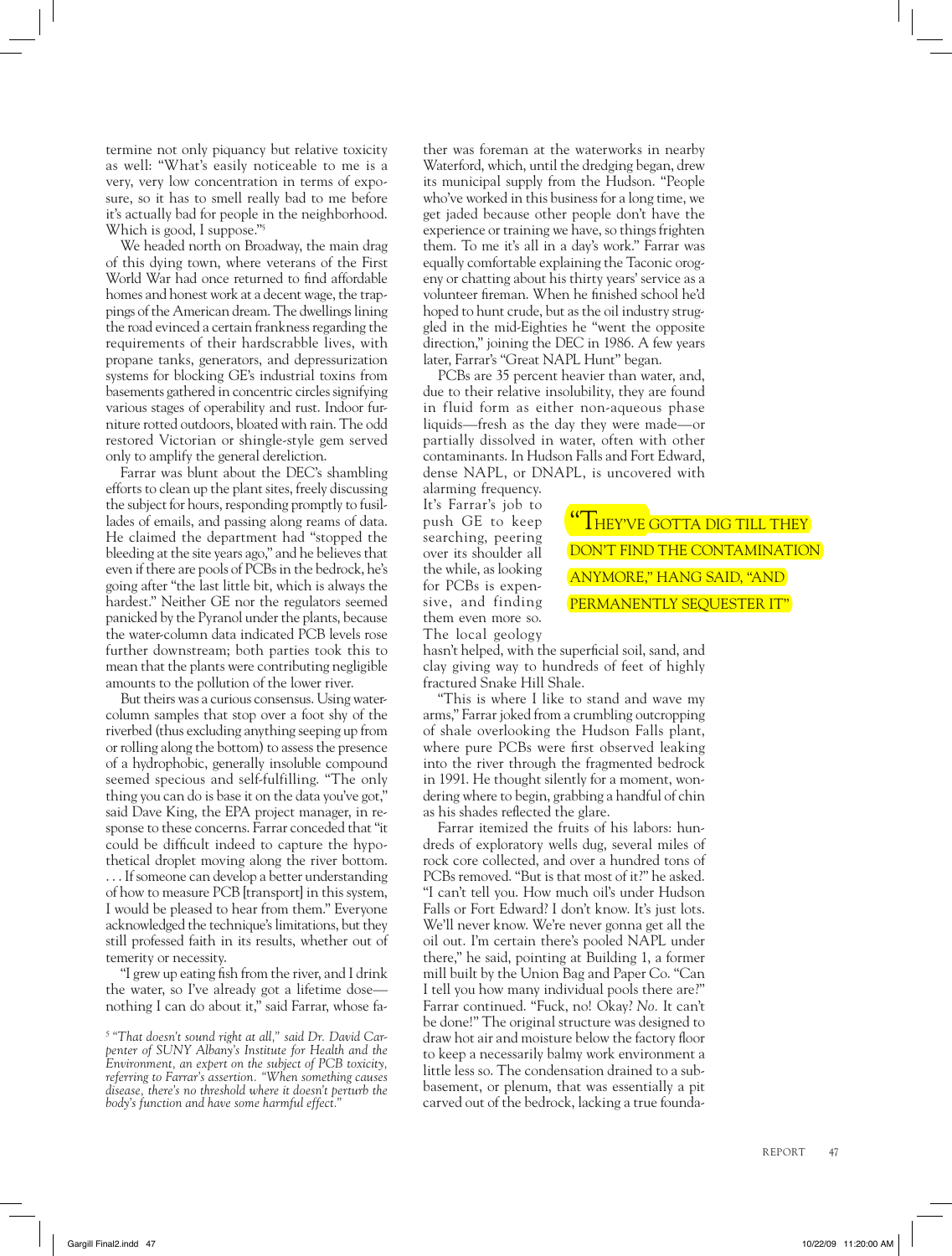termine not only piquancy but relative toxicity as well: "What's easily noticeable to me is a very, very low concentration in terms of exposure, so it has to smell really bad to me before it's actually bad for people in the neighborhood. Which is good, I suppose."[5]

We headed north on Broadway, the main drag of this dying town, where veterans of the First World War had once returned to find affordable homes and honest work at a decent wage, the trappings of the American dream. The dwellings lining the road evinced a certain frankness regarding the requirements of their hardscrabble lives, with propane tanks, generators, and depressurization systems for blocking GE's industrial toxins from basements gathered in concentric circles signifying various stages of operability and rust. Indoor furniture rotted outdoors, bloated with rain. The odd restored Victorian or shingle-style gem served only to amplify the general dereliction.

Farrar was blunt about the DEC's shambling efforts to clean up the plant sites, freely discussing the subject for hours, responding promptly to fusillades of emails, and passing along reams of data. He claimed the department had "stopped the bleeding at the site years ago," and he believes that even if there are pools of PCBs in the bedrock, he's going after "the last little bit, which is always the hardest." Neither GE nor the regulators seemed panicked by the Pyranol under the plants, because the water-column data indicated PCB levels rose further downstream; both parties took this to mean that the plants were contributing negligible amounts to the pollution of the lower river.

But theirs was a curious consensus. Using water-column samples that stop over a foot shy of the riverbed (thus excluding anything seeping up from or rolling along the bottom) to assess the presence of a hydrophobic, generally insoluble compound seemed specious and self-fulfilling. "The only thing you can do is base it on the data you've got," said Dave King, the EPA project manager, in response to these concerns. Farrar conceded that "it could be difficult indeed to capture the hypothetical droplet moving along the river bottom. . . . If someone can develop a better understanding of how to measure PCB [transport] in this system, I would be pleased to hear from them." Everyone acknowledged the technique's limitations, but they still professed faith in its results, whether out of temerity or necessity.

"I grew up eating fish from the river, and I drink the water, so I've already got a lifetime dose—nothing I can do about it," said Farrar, whose father was foreman at the waterworks in nearby Waterford, which, until the dredging began, drew its municipal supply from the Hudson. "People who've worked in this business for a long time, we get jaded because other people don't have the experience or training we have, so things frighten them. To me it's all in a day's work." Farrar was equally comfortable explaining the Taconic orogeny or chatting about his thirty years' service as a volunteer fireman. When he finished school he'd hoped to hunt crude, but as the oil industry struggled in the mid-Eighties he "went the opposite direction," joining the DEC in 1986. A few years later, Farrar's "Great NAPL Hunt" began.

PCBs are 35 percent heavier than water, and, due to their relative insolubility, they are found in fluid form as either non-aqueous phase liquids—fresh as the day they were made—or partially dissolved in water, often with other contaminants. In Hudson Falls and Fort Edward, dense NAPL, or DNAPL, is uncovered with alarming frequency. It's Farrar's job to push GE to keep searching, peering over its shoulder all the while, as looking for PCBs is expensive, and finding them even more so. The local geology hasn't helped, with the superficial soil, sand, and clay giving way to hundreds of feet of highly fractured Snake Hill Shale.

> "THEY'VE GOTTA DIG TILL THEY DON'T FIND THE CONTAMINATION ANYMORE," HANG SAID, "AND PERMANENTLY SEQUESTER IT"

"This is where I like to stand and wave my arms," Farrar joked from a crumbling outcropping of shale overlooking the Hudson Falls plant, where pure PCBs were first observed leaking into the river through the fragmented bedrock in 1991. He thought silently for a moment, wondering where to begin, grabbing a handful of chin as his shades reflected the glare.

Farrar itemized the fruits of his labors: hundreds of exploratory wells dug, several miles of rock core collected, and over a hundred tons of PCBs removed. "But is that most of it?" he asked. "I can't tell you. How much oil's under Hudson Falls or Fort Edward? I don't know. It's just lots. We'll never know. We're never gonna get all the oil out. I'm certain there's pooled NAPL under there," he said, pointing at Building 1, a former mill built by the Union Bag and Paper Co. "Can I tell you how many individual pools there are?" Farrar continued. "Fuck, no! Okay? *No.* It can't be done!" The original structure was designed to draw hot air and moisture below the factory floor to keep a necessarily balmy work environment a little less so. The condensation drained to a sub-basement, or plenum, that was essentially a pit carved out of the bedrock, lacking a true founda-

[5] *"That doesn't sound right at all," said Dr. David Carpenter of SUNY Albany's Institute for Health and the Environment, an expert on the subject of PCB toxicity, referring to Farrar's assertion. "When something causes disease, there's no threshold where it doesn't perturb the body's function and have some harmful effect."*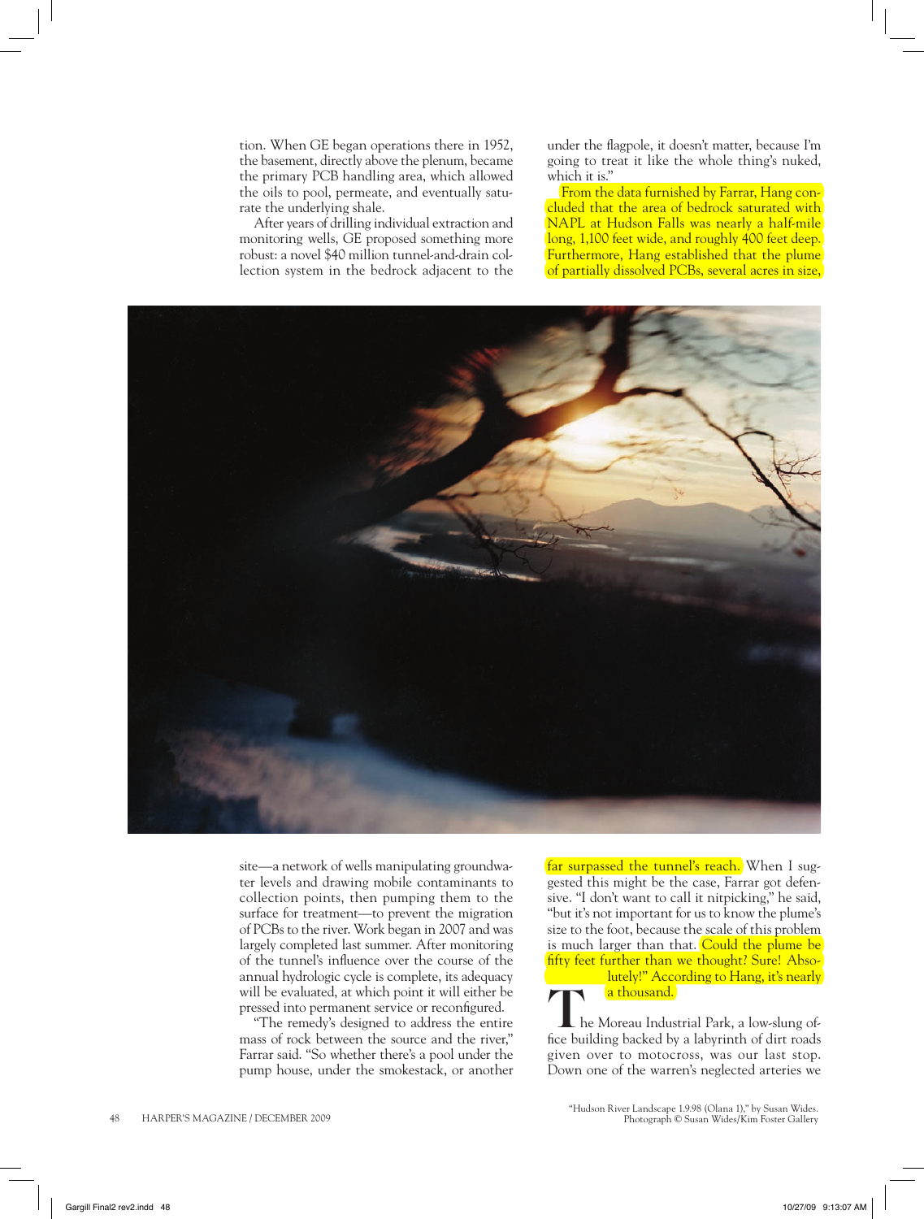tion. When GE began operations there in 1952, the basement, directly above the plenum, became the primary PCB handling area, which allowed the oils to pool, permeate, and eventually saturate the underlying shale.

After years of drilling individual extraction and monitoring wells, GE proposed something more robust: a novel $40 million tunnel-and-drain collection system in the bedrock adjacent to the site—a network of wells manipulating groundwater levels and drawing mobile contaminants to collection points, then pumping them to the surface for treatment—to prevent the migration of PCBs to the river. Work began in 2007 and was largely completed last summer. After monitoring of the tunnel's influence over the course of the annual hydrologic cycle is complete, its adequacy will be evaluated, at which point it will either be pressed into permanent service or reconfigured.

"The remedy's designed to address the entire mass of rock between the source and the river," Farrar said. "So whether there's a pool under the pump house, under the smokestack, or another under the flagpole, it doesn't matter, because I'm going to treat it like the whole thing's nuked, which it is."

From the data furnished by Farrar, Hang concluded that the area of bedrock saturated with NAPL at Hudson Falls was nearly a half-mile long, 1,100 feet wide, and roughly 400 feet deep. Furthermore, Hang established that the plume of partially dissolved PCBs, several acres in size, far surpassed the tunnel's reach. When I suggested this might be the case, Farrar got defensive. "I don't want to call it nitpicking," he said, "but it's not important for us to know the plume's size to the foot, because the scale of this problem is much larger than that. Could the plume be fifty feet further than we thought? Sure! Absolutely!" According to Hang, it's nearly a thousand.

The Moreau Industrial Park, a low-slung office building backed by a labyrinth of dirt roads given over to motocross, was our last stop. Down one of the warren's neglected arteries we

"Hudson River Landscape 1.9.98 (Olana 1)," by Susan Wides. Photograph © Susan Wides/Kim Foster Gallery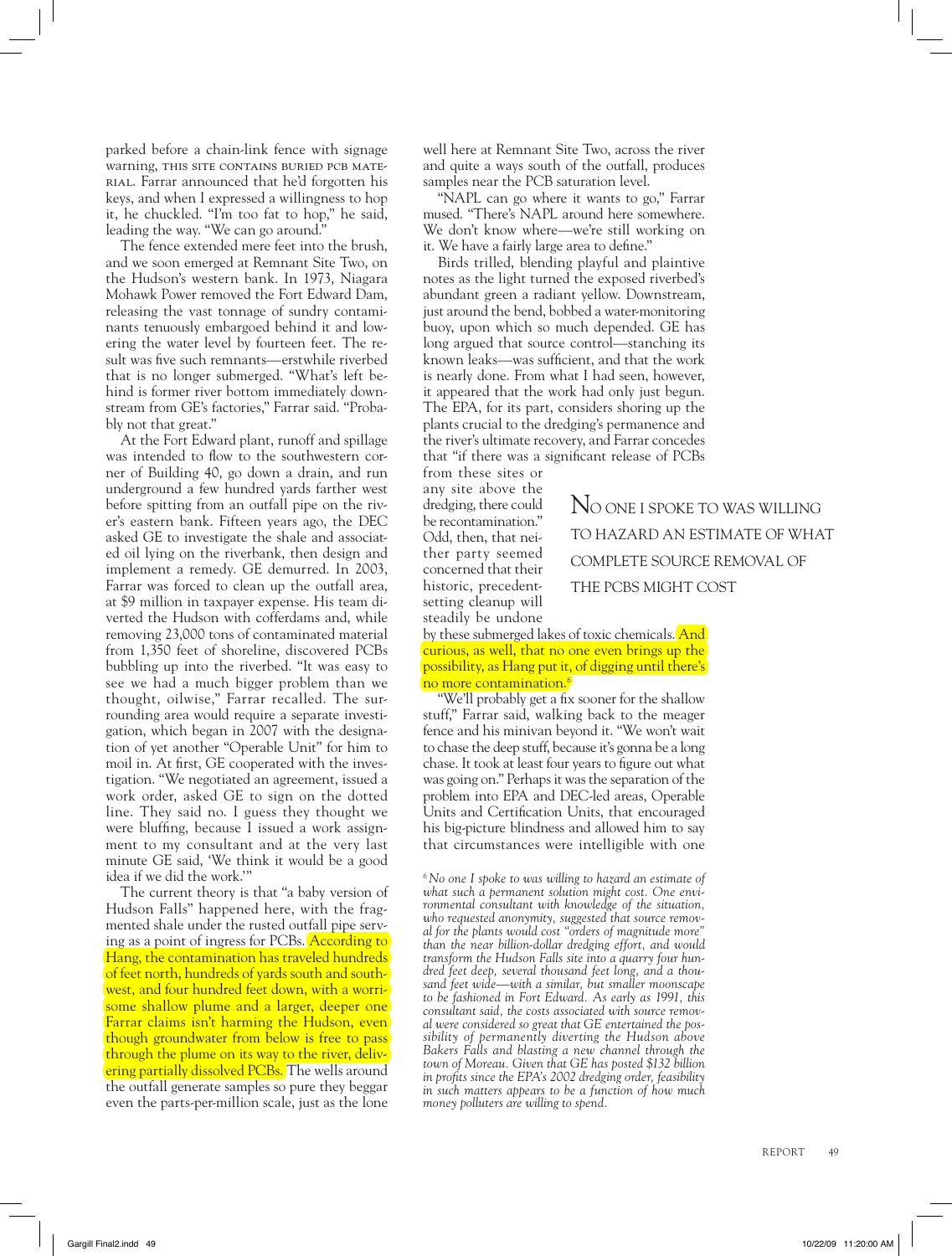parked before a chain-link fence with signage warning, THIS SITE CONTAINS BURIED PCB MATERIAL. Farrar announced that he'd forgotten his keys, and when I expressed a willingness to hop it, he chuckled. "I'm too fat to hop," he said, leading the way. "We can go around."

The fence extended mere feet into the brush, and we soon emerged at Remnant Site Two, on the Hudson's western bank. In 1973, Niagara Mohawk Power removed the Fort Edward Dam, releasing the vast tonnage of sundry contaminants tenuously embargoed behind it and lowering the water level by fourteen feet. The result was five such remnants—erstwhile riverbed that is no longer submerged. "What's left behind is former river bottom immediately downstream from GE's factories," Farrar said. "Probably not that great."

At the Fort Edward plant, runoff and spillage was intended to flow to the southwestern corner of Building 40, go down a drain, and run underground a few hundred yards farther west before spitting from an outfall pipe on the river's eastern bank. Fifteen years ago, the DEC asked GE to investigate the shale and associated oil lying on the riverbank, then design and implement a remedy. GE demurred. In 2003, Farrar was forced to clean up the outfall area, at $9 million in taxpayer expense. His team diverted the Hudson with cofferdams and, while removing 23,000 tons of contaminated material from 1,350 feet of shoreline, discovered PCBs bubbling up into the riverbed. "It was easy to see we had a much bigger problem than we thought, oilwise," Farrar recalled. The surrounding area would require a separate investigation, which began in 2007 with the designation of yet another "Operable Unit" for him to moil in. At first, GE cooperated with the investigation. "We negotiated an agreement, issued a work order, asked GE to sign on the dotted line. They said no. I guess they thought we were bluffing, because I issued a work assignment to my consultant and at the very last minute GE said, 'We think it would be a good idea if we did the work.'"

The current theory is that "a baby version of Hudson Falls" happened here, with the fragmented shale under the rusted outfall pipe serving as a point of ingress for PCBs. According to Hang, the contamination has traveled hundreds of feet north, hundreds of yards south and southwest, and four hundred feet down, with a worrisome shallow plume and a larger, deeper one Farrar claims isn't harming the Hudson, even though groundwater from below is free to pass through the plume on its way to the river, delivering partially dissolved PCBs. The wells around the outfall generate samples so pure they beggar even the parts-per-million scale, just as the lone well here at Remnant Site Two, across the river and quite a ways south of the outfall, produces samples near the PCB saturation level.

"NAPL can go where it wants to go," Farrar mused. "There's NAPL around here somewhere. We don't know where—we're still working on it. We have a fairly large area to define."

Birds trilled, blending playful and plaintive notes as the light turned the exposed riverbed's abundant green a radiant yellow. Downstream, just around the bend, bobbed a water-monitoring buoy, upon which so much depended. GE has long argued that source control—stanching its known leaks—was sufficient, and that the work is nearly done. From what I had seen, however, it appeared that the work had only just begun. The EPA, for its part, considers shoring up the plants crucial to the dredging's permanence and the river's ultimate recovery, and Farrar concedes that "if there was a significant release of PCBs from these sites or any site above the dredging, there could be recontamination." Odd, then, that neither party seemed concerned that their historic, precedent-setting cleanup will steadily be undone by these submerged lakes of toxic chemicals. And curious, as well, that no one even brings up the possibility, as Hang put it, of digging until there's no more contamination.[6]

> NO ONE I SPOKE TO WAS WILLING TO HAZARD AN ESTIMATE OF WHAT COMPLETE SOURCE REMOVAL OF THE PCBS MIGHT COST

"We'll probably get a fix sooner for the shallow stuff," Farrar said, walking back to the meager fence and his minivan beyond it. "We won't wait to chase the deep stuff, because it's gonna be a long chase. It took at least four years to figure out what was going on." Perhaps it was the separation of the problem into EPA and DEC-led areas, Operable Units and Certification Units, that encouraged his big-picture blindness and allowed him to say that circumstances were intelligible with one

[6] *No one I spoke to was willing to hazard an estimate of what such a permanent solution might cost. One environmental consultant with knowledge of the situation, who requested anonymity, suggested that source removal for the plants would cost "orders of magnitude more" than the near billion-dollar dredging effort, and would transform the Hudson Falls site into a quarry four hundred feet deep, several thousand feet long, and a thousand feet wide—with a similar, but smaller moonscape to be fashioned in Fort Edward. As early as 1991, this consultant said, the costs associated with source removal were considered so great that GE entertained the possibility of permanently diverting the Hudson above Bakers Falls and blasting a new channel through the town of Moreau. Given that GE has posted $132 billion in profits since the EPA's 2002 dredging order, feasibility in such matters appears to be a function of how much money polluters are willing to spend.*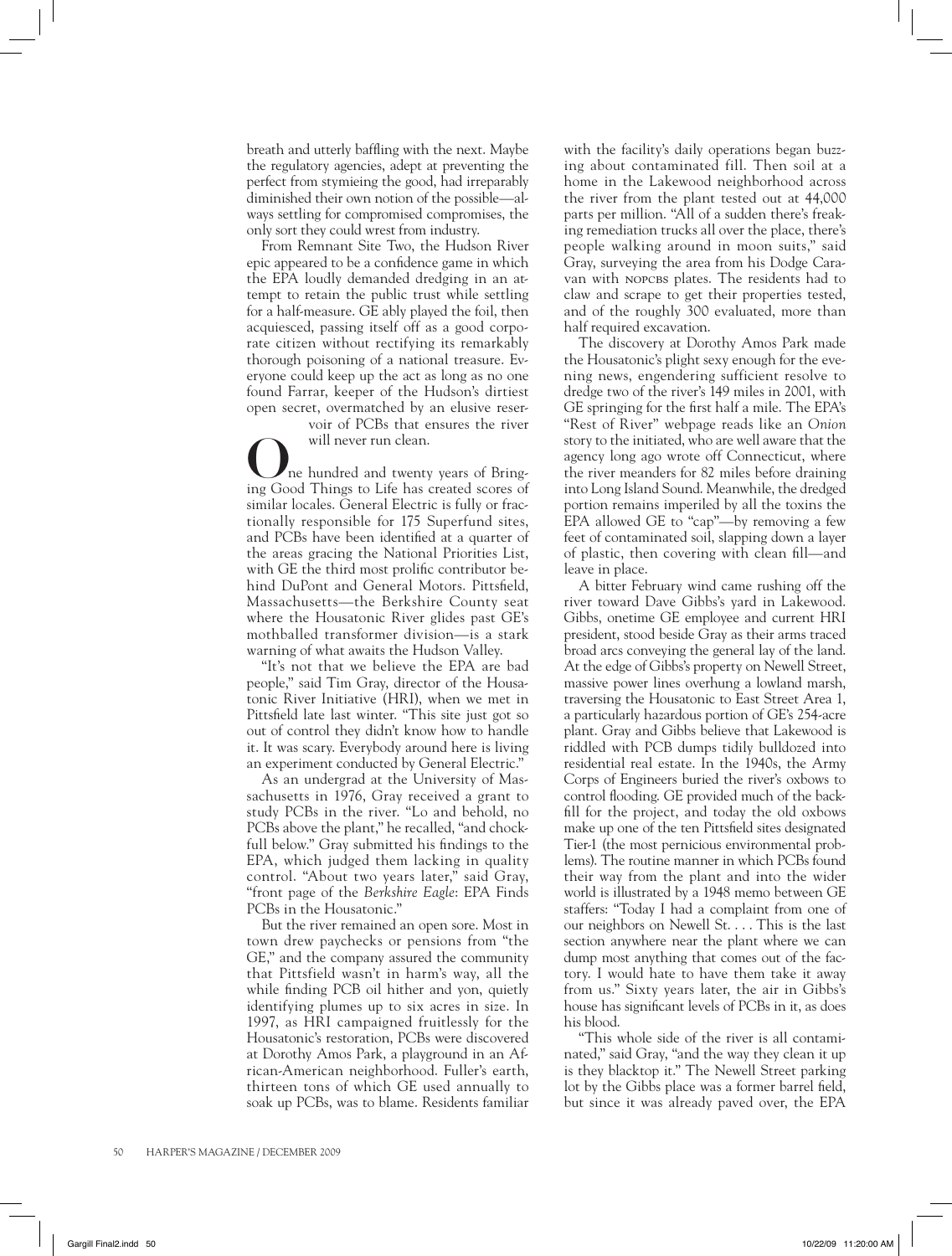breath and utterly baffling with the next. Maybe the regulatory agencies, adept at preventing the perfect from stymieing the good, had irreparably diminished their own notion of the possible—always settling for compromised compromises, the only sort they could wrest from industry.

From Remnant Site Two, the Hudson River epic appeared to be a confidence game in which the EPA loudly demanded dredging in an attempt to retain the public trust while settling for a half-measure. GE ably played the foil, then acquiesced, passing itself off as a good corporate citizen without rectifying its remarkably thorough poisoning of a national treasure. Everyone could keep up the act as long as no one found Farrar, keeper of the Hudson's dirtiest open secret, overmatched by an elusive reservoir of PCBs that ensures the river will never run clean.

One hundred and twenty years of Bringing Good Things to Life has created scores of similar locales. General Electric is fully or fractionally responsible for 175 Superfund sites, and PCBs have been identified at a quarter of the areas gracing the National Priorities List, with GE the third most prolific contributor behind DuPont and General Motors. Pittsfield, Massachusetts—the Berkshire County seat where the Housatonic River glides past GE's mothballed transformer division—is a stark warning of what awaits the Hudson Valley.

"It's not that we believe the EPA are bad people," said Tim Gray, director of the Housatonic River Initiative (HRI), when we met in Pittsfield late last winter. "This site just got so out of control they didn't know how to handle it. It was scary. Everybody around here is living an experiment conducted by General Electric."

As an undergrad at the University of Massachusetts in 1976, Gray received a grant to study PCBs in the river. "Lo and behold, no PCBs above the plant," he recalled, "and chockfull below." Gray submitted his findings to the EPA, which judged them lacking in quality control. "About two years later," said Gray, "front page of the *Berkshire Eagle*: EPA Finds PCBs in the Housatonic."

But the river remained an open sore. Most in town drew paychecks or pensions from "the GE," and the company assured the community that Pittsfield wasn't in harm's way, all the while finding PCB oil hither and yon, quietly identifying plumes up to six acres in size. In 1997, as HRI campaigned fruitlessly for the Housatonic's restoration, PCBs were discovered at Dorothy Amos Park, a playground in an African-American neighborhood. Fuller's earth, thirteen tons of which GE used annually to soak up PCBs, was to blame. Residents familiar with the facility's daily operations began buzzing about contaminated fill. Then soil at a home in the Lakewood neighborhood across the river from the plant tested out at 44,000 parts per million. "All of a sudden there's freaking remediation trucks all over the place, there's people walking around in moon suits," said Gray, surveying the area from his Dodge Caravan with NOPCBS plates. The residents had to claw and scrape to get their properties tested, and of the roughly 300 evaluated, more than half required excavation.

The discovery at Dorothy Amos Park made the Housatonic's plight sexy enough for the evening news, engendering sufficient resolve to dredge two of the river's 149 miles in 2001, with GE springing for the first half a mile. The EPA's "Rest of River" webpage reads like an *Onion* story to the initiated, who are well aware that the agency long ago wrote off Connecticut, where the river meanders for 82 miles before draining into Long Island Sound. Meanwhile, the dredged portion remains imperiled by all the toxins the EPA allowed GE to "cap"—by removing a few feet of contaminated soil, slapping down a layer of plastic, then covering with clean fill—and leave in place.

A bitter February wind came rushing off the river toward Dave Gibbs's yard in Lakewood. Gibbs, onetime GE employee and current HRI president, stood beside Gray as their arms traced broad arcs conveying the general lay of the land. At the edge of Gibbs's property on Newell Street, massive power lines overhung a lowland marsh, traversing the Housatonic to East Street Area 1, a particularly hazardous portion of GE's 254-acre plant. Gray and Gibbs believe that Lakewood is riddled with PCB dumps tidily bulldozed into residential real estate. In the 1940s, the Army Corps of Engineers buried the river's oxbows to control flooding. GE provided much of the backfill for the project, and today the old oxbows make up one of the ten Pittsfield sites designated Tier-1 (the most pernicious environmental problems). The routine manner in which PCBs found their way from the plant and into the wider world is illustrated by a 1948 memo between GE staffers: "Today I had a complaint from one of our neighbors on Newell St. . . . This is the last section anywhere near the plant where we can dump most anything that comes out of the factory. I would hate to have them take it away from us." Sixty years later, the air in Gibbs's house has significant levels of PCBs in it, as does his blood.

"This whole side of the river is all contaminated," said Gray, "and the way they clean it up is they blacktop it." The Newell Street parking lot by the Gibbs place was a former barrel field, but since it was already paved over, the EPA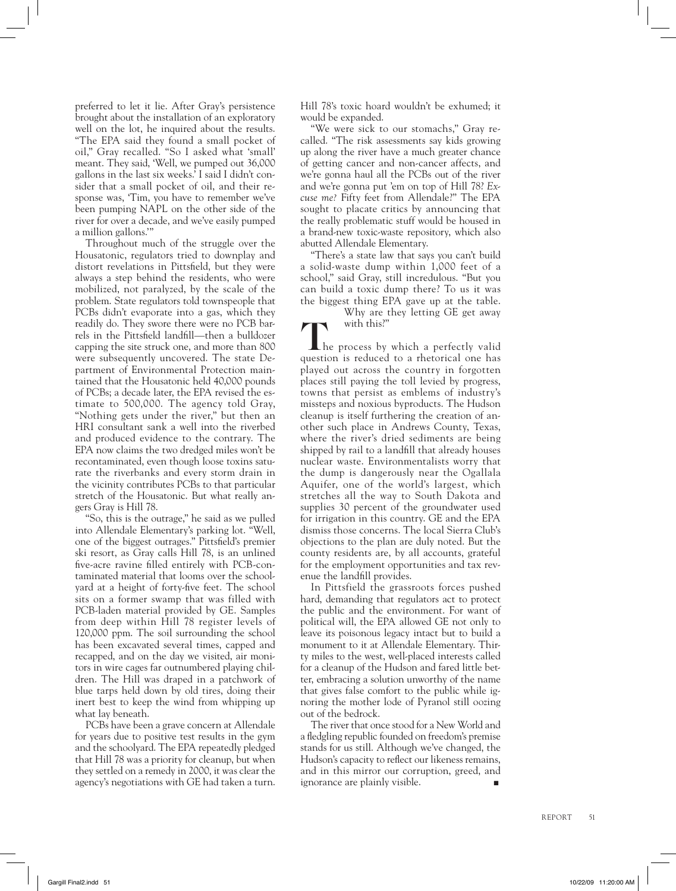preferred to let it lie. After Gray's persistence brought about the installation of an exploratory well on the lot, he inquired about the results. "The EPA said they found a small pocket of oil," Gray recalled. "So I asked what 'small' meant. They said, 'Well, we pumped out 36,000 gallons in the last six weeks.' I said I didn't consider that a small pocket of oil, and their response was, 'Tim, you have to remember we've been pumping NAPL on the other side of the river for over a decade, and we've easily pumped a million gallons.'"

Throughout much of the struggle over the Housatonic, regulators tried to downplay and distort revelations in Pittsfield, but they were always a step behind the residents, who were mobilized, not paralyzed, by the scale of the problem. State regulators told townspeople that PCBs didn't evaporate into a gas, which they readily do. They swore there were no PCB barrels in the Pittsfield landfill—then a bulldozer capping the site struck one, and more than 800 were subsequently uncovered. The state Department of Environmental Protection maintained that the Housatonic held 40,000 pounds of PCBs; a decade later, the EPA revised the estimate to 500,000. The agency told Gray, "Nothing gets under the river," but then an HRI consultant sank a well into the riverbed and produced evidence to the contrary. The EPA now claims the two dredged miles won't be recontaminated, even though loose toxins saturate the riverbanks and every storm drain in the vicinity contributes PCBs to that particular stretch of the Housatonic. But what really angers Gray is Hill 78.

"So, this is the outrage," he said as we pulled into Allendale Elementary's parking lot. "Well, one of the biggest outrages." Pittsfield's premier ski resort, as Gray calls Hill 78, is an unlined five-acre ravine filled entirely with PCB-contaminated material that looms over the schoolyard at a height of forty-five feet. The school sits on a former swamp that was filled with PCB-laden material provided by GE. Samples from deep within Hill 78 register levels of 120,000 ppm. The soil surrounding the school has been excavated several times, capped and recapped, and on the day we visited, air monitors in wire cages far outnumbered playing children. The Hill was draped in a patchwork of blue tarps held down by old tires, doing their inert best to keep the wind from whipping up what lay beneath.

PCBs have been a grave concern at Allendale for years due to positive test results in the gym and the schoolyard. The EPA repeatedly pledged that Hill 78 was a priority for cleanup, but when they settled on a remedy in 2000, it was clear the agency's negotiations with GE had taken a turn. Hill 78's toxic hoard wouldn't be exhumed; it would be expanded.

"We were sick to our stomachs," Gray recalled. "The risk assessments say kids growing up along the river have a much greater chance of getting cancer and non-cancer affects, and we're gonna haul all the PCBs out of the river and we're gonna put 'em on top of Hill 78? *Excuse me?* Fifty feet from Allendale?" The EPA sought to placate critics by announcing that the really problematic stuff would be housed in a brand-new toxic-waste repository, which also abutted Allendale Elementary.

"There's a state law that says you can't build a solid-waste dump within 1,000 feet of a school," said Gray, still incredulous. "But you can build a toxic dump there? To us it was the biggest thing EPA gave up at the table. Why are they letting GE get away with this?"

The process by which a perfectly valid question is reduced to a rhetorical one has played out across the country in forgotten places still paying the toll levied by progress, towns that persist as emblems of industry's missteps and noxious byproducts. The Hudson cleanup is itself furthering the creation of another such place in Andrews County, Texas, where the river's dried sediments are being shipped by rail to a landfill that already houses nuclear waste. Environmentalists worry that the dump is dangerously near the Ogallala Aquifer, one of the world's largest, which stretches all the way to South Dakota and supplies 30 percent of the groundwater used for irrigation in this country. GE and the EPA dismiss those concerns. The local Sierra Club's objections to the plan are duly noted. But the county residents are, by all accounts, grateful for the employment opportunities and tax revenue the landfill provides.

In Pittsfield the grassroots forces pushed hard, demanding that regulators act to protect the public and the environment. For want of political will, the EPA allowed GE not only to leave its poisonous legacy intact but to build a monument to it at Allendale Elementary. Thirty miles to the west, well-placed interests called for a cleanup of the Hudson and fared little better, embracing a solution unworthy of the name that gives false comfort to the public while ignoring the mother lode of Pyranol still oozing out of the bedrock.

The river that once stood for a New World and a fledgling republic founded on freedom's premise stands for us still. Although we've changed, the Hudson's capacity to reflect our likeness remains, and in this mirror our corruption, greed, and ignorance are plainly visible. ■